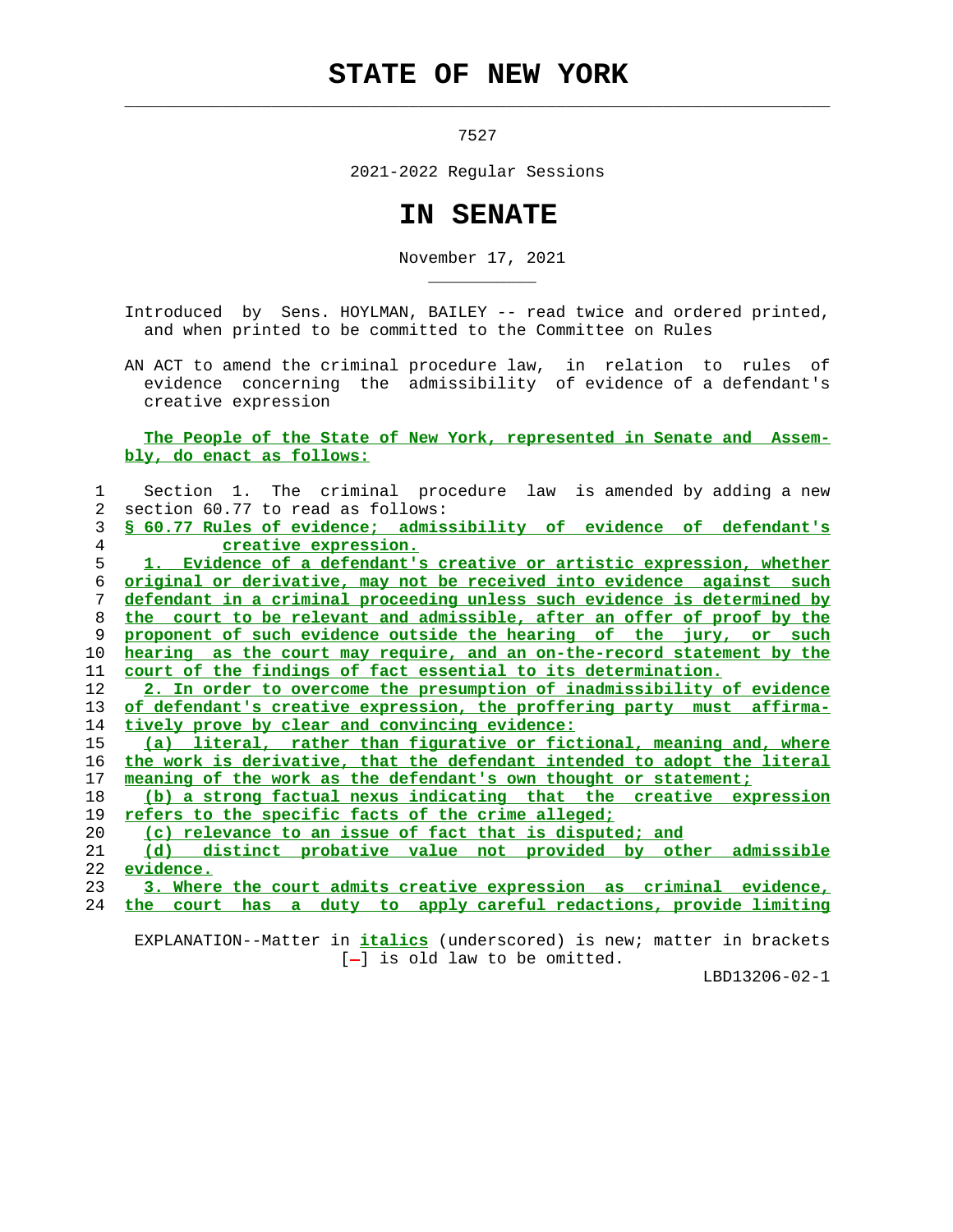# STATE OF NEW YORK

7527

2021-2022 Regular Sessions

# IN SENATE

November 17, 2021

Introduced by Sens. HOYLMAN, BAILEY -- read twice and ordered printed, and when printed to be committed to the Committee on Rules

AN ACT to amend the criminal procedure law, in relation to rules of evidence concerning the admissibility of evidence of a defendant's creative expression

**The People of the State of New York, represented in Senate and Assembly, do enact as follows:**

Section 1. The criminal procedure law is amended by adding a new section 60.77 to read as follows:

**§ 60.77 Rules of evidence; admissibility of evidence of defendant's creative expression.**

**1. Evidence of a defendant's creative or artistic expression, whether original or derivative, may not be received into evidence against such defendant in a criminal proceeding unless such evidence is determined by the court to be relevant and admissible, after an offer of proof by the proponent of such evidence outside the hearing of the jury, or such hearing as the court may require, and an on-the-record statement by the court of the findings of fact essential to its determination.**

**2. In order to overcome the presumption of inadmissibility of evidence of defendant's creative expression, the proffering party must affirmatively prove by clear and convincing evidence:**

**(a) literal, rather than figurative or fictional, meaning and, where the work is derivative, that the defendant intended to adopt the literal meaning of the work as the defendant's own thought or statement;**

**(b) a strong factual nexus indicating that the creative expression refers to the specific facts of the crime alleged;**

**(c) relevance to an issue of fact that is disputed; and**

**(d) distinct probative value not provided by other admissible evidence.**

**3. Where the court admits creative expression as criminal evidence, the court has a duty to apply careful redactions, provide limiting**

EXPLANATION--Matter in ***italics*** (underscored) is new; matter in brackets [-] is old law to be omitted.

LBD13206-02-1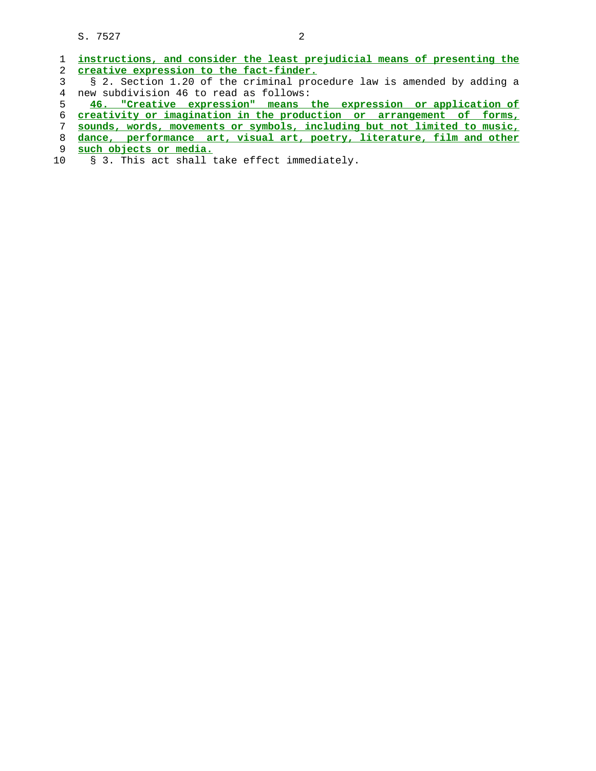instructions, and consider the least prejudicial means of presenting the creative expression to the fact-finder.

§ 2. Section 1.20 of the criminal procedure law is amended by adding a new subdivision 46 to read as follows:

46. "Creative expression" means the expression or application of creativity or imagination in the production or arrangement of forms, sounds, words, movements or symbols, including but not limited to music, dance, performance art, visual art, poetry, literature, film and other such objects or media.

§ 3. This act shall take effect immediately.